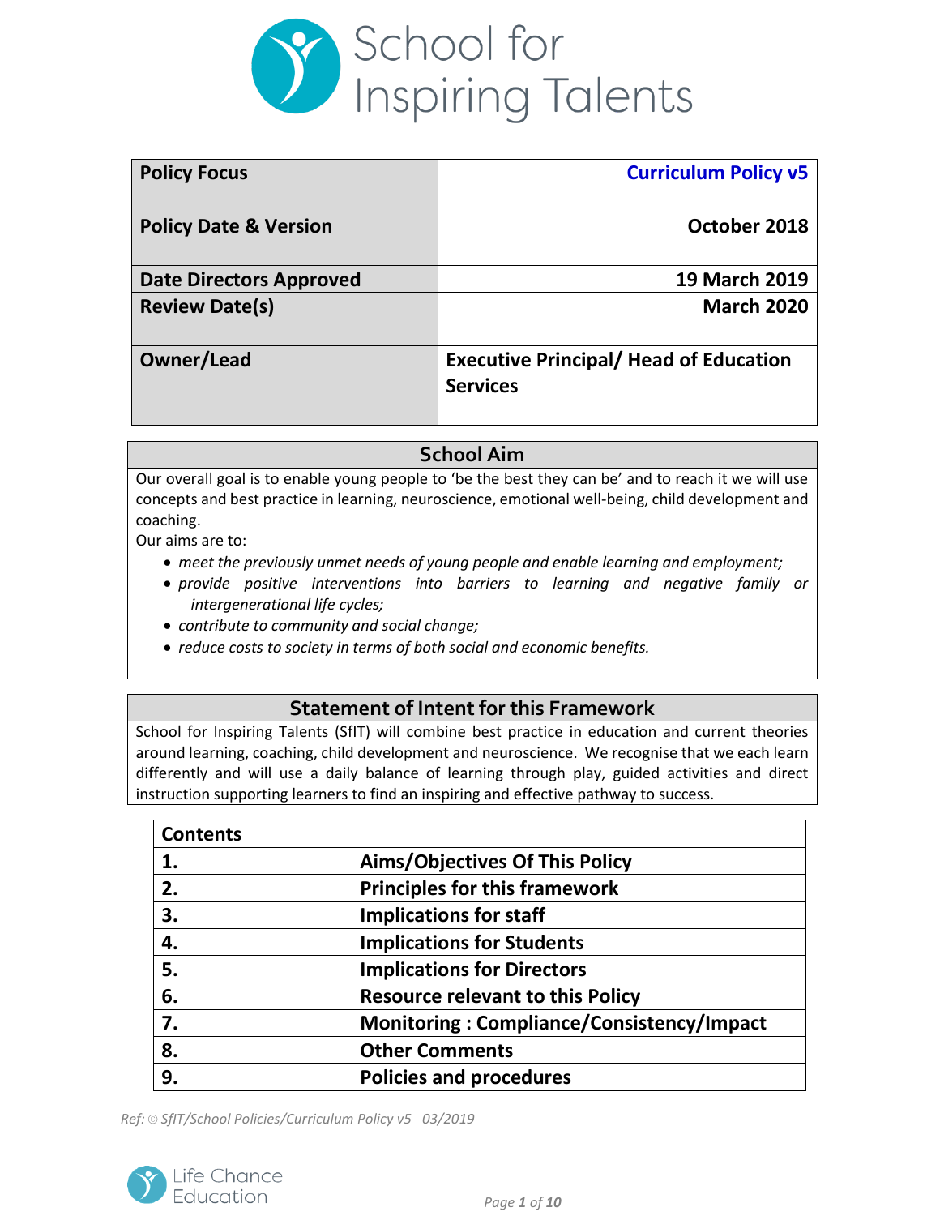# School for Inspiring Talents

| Policy Focus | Curriculum Policy v5 |
|---|---|
| Policy Date & Version | October 2018 |
| Date Directors Approved | 19 March 2019 |
| Review Date(s) | March 2020 |
| Owner/Lead | Executive Principal/ Head of Education Services |

## School Aim

Our overall goal is to enable young people to 'be the best they can be' and to reach it we will use concepts and best practice in learning, neuroscience, emotional well-being, child development and coaching.

Our aims are to:

- *meet the previously unmet needs of young people and enable learning and employment;*
- *provide positive interventions into barriers to learning and negative family or intergenerational life cycles;*
- *contribute to community and social change;*
- *reduce costs to society in terms of both social and economic benefits.*

## Statement of Intent for this Framework

School for Inspiring Talents (SfIT) will combine best practice in education and current theories around learning, coaching, child development and neuroscience. We recognise that we each learn differently and will use a daily balance of learning through play, guided activities and direct instruction supporting learners to find an inspiring and effective pathway to success.

| Contents | |
|---|---|
| 1. | Aims/Objectives Of This Policy |
| 2. | Principles for this framework |
| 3. | Implications for staff |
| 4. | Implications for Students |
| 5. | Implications for Directors |
| 6. | Resource relevant to this Policy |
| 7. | Monitoring : Compliance/Consistency/Impact |
| 8. | Other Comments |
| 9. | Policies and procedures |

*Ref: © SfIT/School Policies/Curriculum Policy v5 03/2019*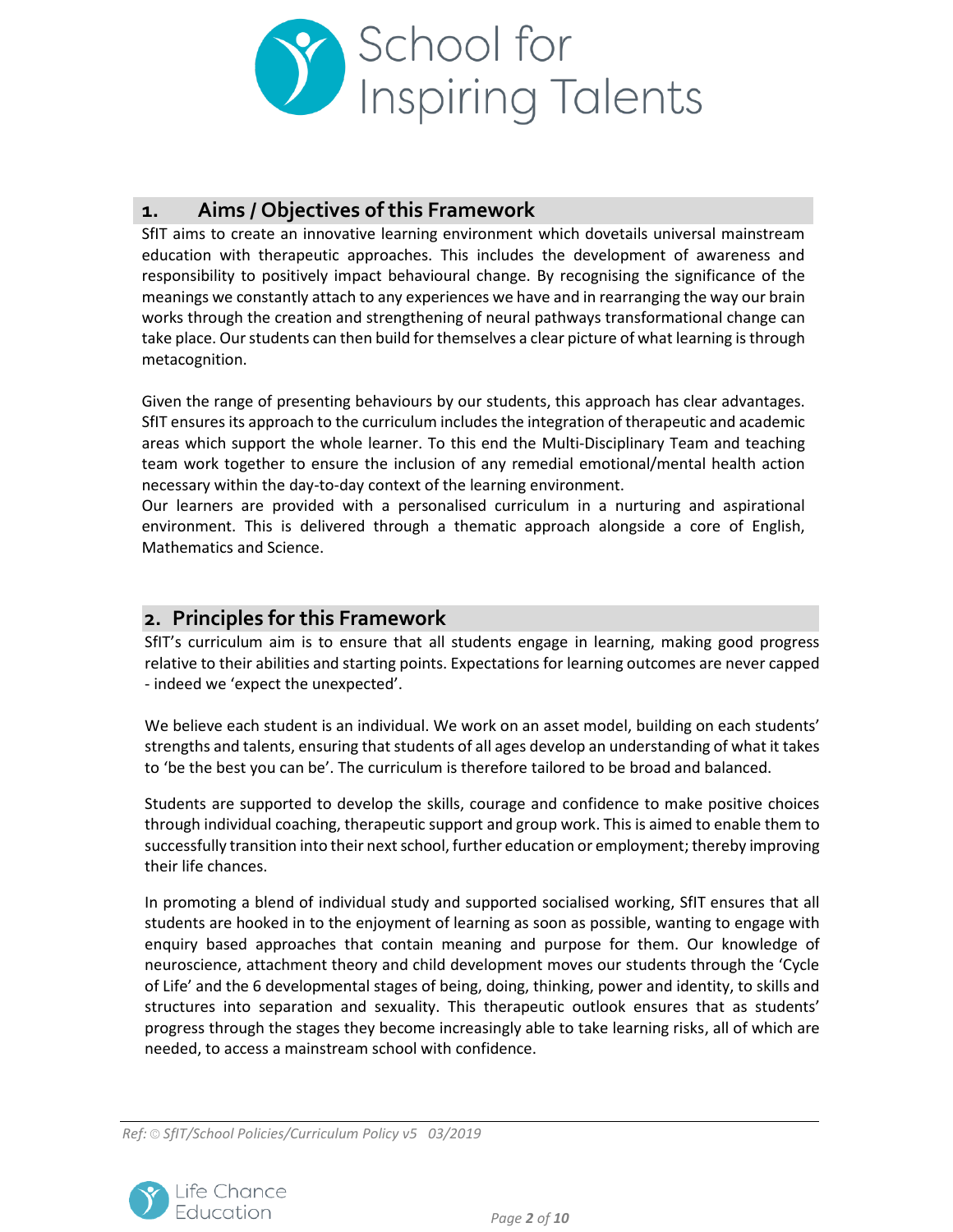## 1. Aims / Objectives of this Framework

SfIT aims to create an innovative learning environment which dovetails universal mainstream education with therapeutic approaches. This includes the development of awareness and responsibility to positively impact behavioural change. By recognising the significance of the meanings we constantly attach to any experiences we have and in rearranging the way our brain works through the creation and strengthening of neural pathways transformational change can take place. Our students can then build for themselves a clear picture of what learning is through metacognition.

Given the range of presenting behaviours by our students, this approach has clear advantages. SfIT ensures its approach to the curriculum includes the integration of therapeutic and academic areas which support the whole learner. To this end the Multi-Disciplinary Team and teaching team work together to ensure the inclusion of any remedial emotional/mental health action necessary within the day-to-day context of the learning environment.

Our learners are provided with a personalised curriculum in a nurturing and aspirational environment. This is delivered through a thematic approach alongside a core of English, Mathematics and Science.

## 2. Principles for this Framework

SfIT's curriculum aim is to ensure that all students engage in learning, making good progress relative to their abilities and starting points. Expectations for learning outcomes are never capped - indeed we 'expect the unexpected'.

We believe each student is an individual. We work on an asset model, building on each students' strengths and talents, ensuring that students of all ages develop an understanding of what it takes to 'be the best you can be'. The curriculum is therefore tailored to be broad and balanced.

Students are supported to develop the skills, courage and confidence to make positive choices through individual coaching, therapeutic support and group work. This is aimed to enable them to successfully transition into their next school, further education or employment; thereby improving their life chances.

In promoting a blend of individual study and supported socialised working, SfIT ensures that all students are hooked in to the enjoyment of learning as soon as possible, wanting to engage with enquiry based approaches that contain meaning and purpose for them. Our knowledge of neuroscience, attachment theory and child development moves our students through the 'Cycle of Life' and the 6 developmental stages of being, doing, thinking, power and identity, to skills and structures into separation and sexuality. This therapeutic outlook ensures that as students' progress through the stages they become increasingly able to take learning risks, all of which are needed, to access a mainstream school with confidence.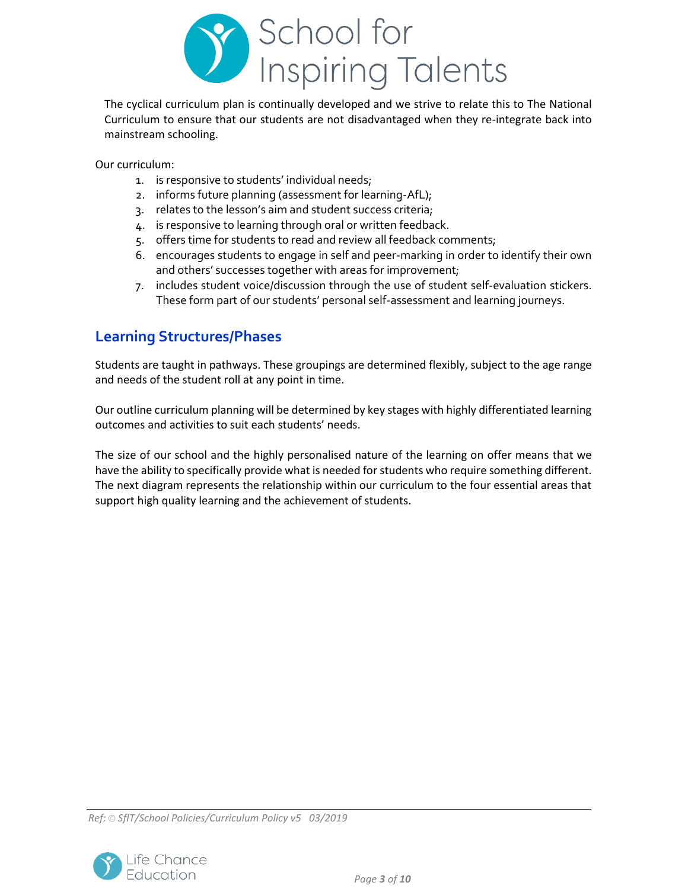The cyclical curriculum plan is continually developed and we strive to relate this to The National Curriculum to ensure that our students are not disadvantaged when they re-integrate back into mainstream schooling.

Our curriculum:

1. is responsive to students' individual needs;
2. informs future planning (assessment for learning-AfL);
3. relates to the lesson's aim and student success criteria;
4. is responsive to learning through oral or written feedback.
5. offers time for students to read and review all feedback comments;
6. encourages students to engage in self and peer-marking in order to identify their own and others' successes together with areas for improvement;
7. includes student voice/discussion through the use of student self-evaluation stickers. These form part of our students' personal self-assessment and learning journeys.

## Learning Structures/Phases

Students are taught in pathways. These groupings are determined flexibly, subject to the age range and needs of the student roll at any point in time.

Our outline curriculum planning will be determined by key stages with highly differentiated learning outcomes and activities to suit each students' needs.

The size of our school and the highly personalised nature of the learning on offer means that we have the ability to specifically provide what is needed for students who require something different. The next diagram represents the relationship within our curriculum to the four essential areas that support high quality learning and the achievement of students.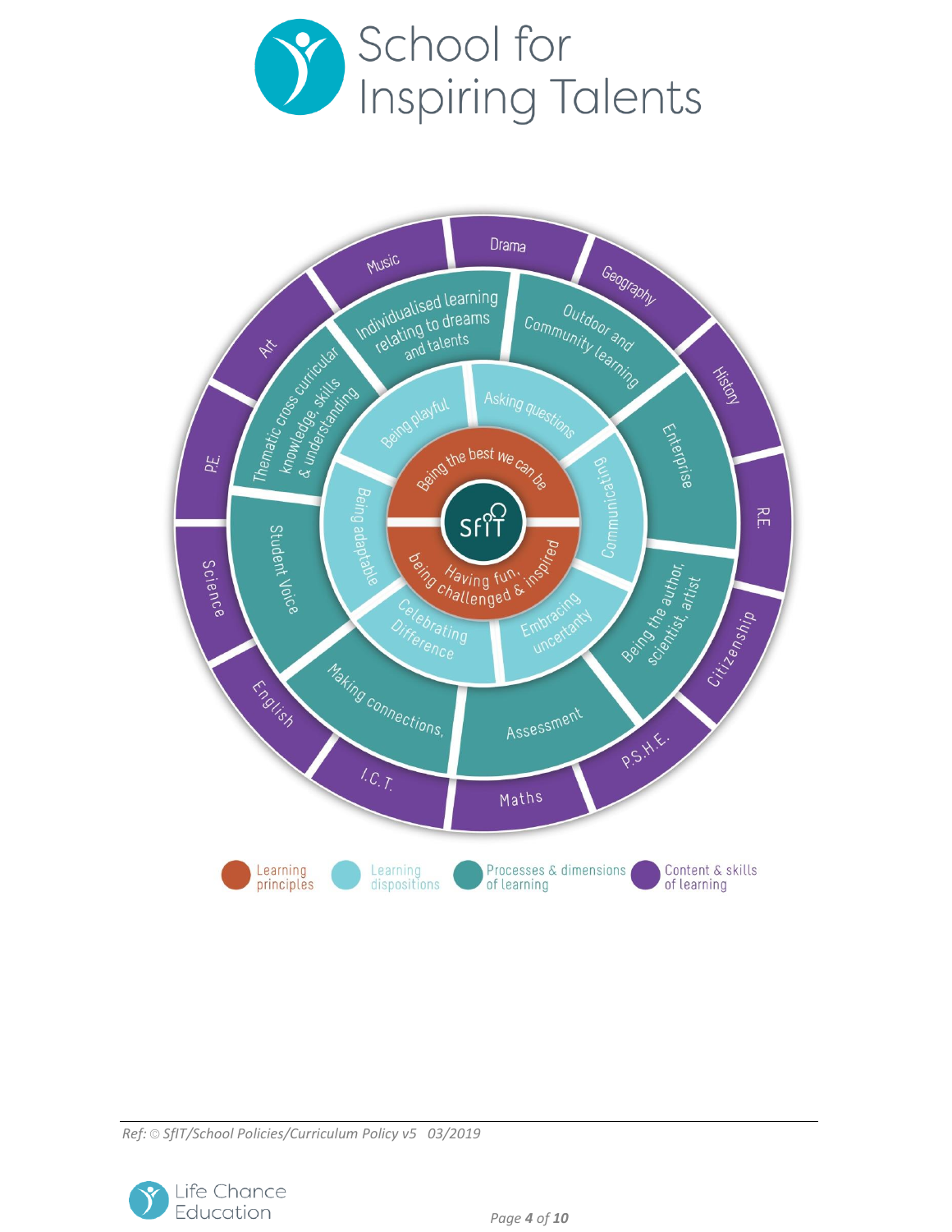# School for Inspiring Talents

SfIT

**Learning principles**
- Being the best we can be
- Having fun, being challenged & inspired

**Learning dispositions**
- Being playful
- Asking questions
- Communicating
- Embracing uncertainty
- Celebrating Difference
- Being adaptable

**Processes & dimensions of learning**
- Individualised learning relating to dreams and talents
- Outdoor and Community learning
- Enterprise
- Being the author, scientist, artist
- Assessment
- Making connections,
- Student Voice
- Thematic cross curricular knowledge, skills & understanding

**Content & skills of learning**
- Drama
- Geography
- History
- R.E.
- Citizenship
- P.S.H.E.
- Maths
- I.C.T.
- English
- Science
- P.E.
- Art
- Music

*Ref: © SfIT/School Policies/Curriculum Policy v5 03/2019*

Life Chance Education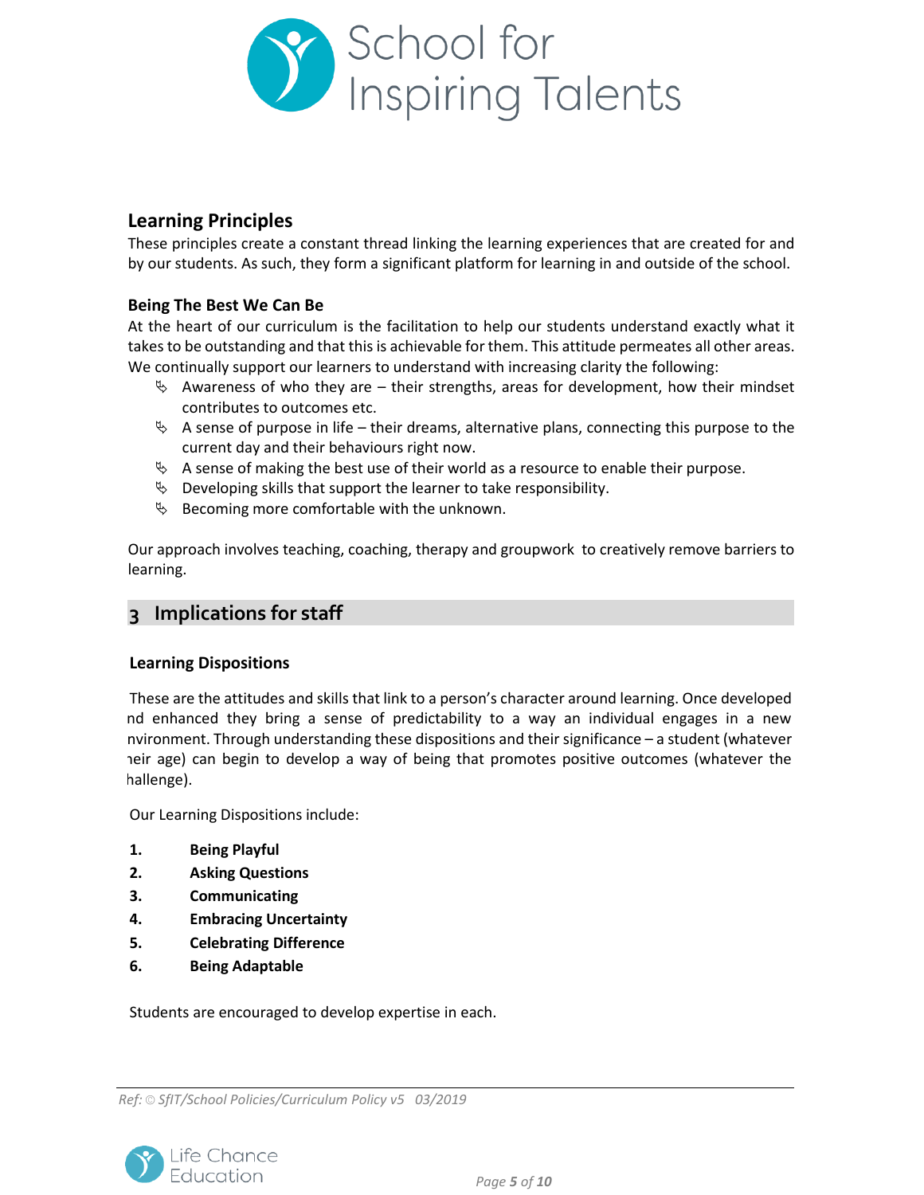## Learning Principles

These principles create a constant thread linking the learning experiences that are created for and by our students. As such, they form a significant platform for learning in and outside of the school.

### Being The Best We Can Be

At the heart of our curriculum is the facilitation to help our students understand exactly what it takes to be outstanding and that this is achievable for them. This attitude permeates all other areas. We continually support our learners to understand with increasing clarity the following:

- Awareness of who they are – their strengths, areas for development, how their mindset contributes to outcomes etc.
- A sense of purpose in life – their dreams, alternative plans, connecting this purpose to the current day and their behaviours right now.
- A sense of making the best use of their world as a resource to enable their purpose.
- Developing skills that support the learner to take responsibility.
- Becoming more comfortable with the unknown.

Our approach involves teaching, coaching, therapy and groupwork to creatively remove barriers to learning.

## 3 Implications for staff

### Learning Dispositions

These are the attitudes and skills that link to a person's character around learning. Once developed nd enhanced they bring a sense of predictability to a way an individual engages in a new nvironment. Through understanding these dispositions and their significance – a student (whatever ıeir age) can begin to develop a way of being that promotes positive outcomes (whatever the hallenge).

Our Learning Dispositions include:

1. **Being Playful**
2. **Asking Questions**
3. **Communicating**
4. **Embracing Uncertainty**
5. **Celebrating Difference**
6. **Being Adaptable**

Students are encouraged to develop expertise in each.

*Ref: © SfIT/School Policies/Curriculum Policy v5 03/2019*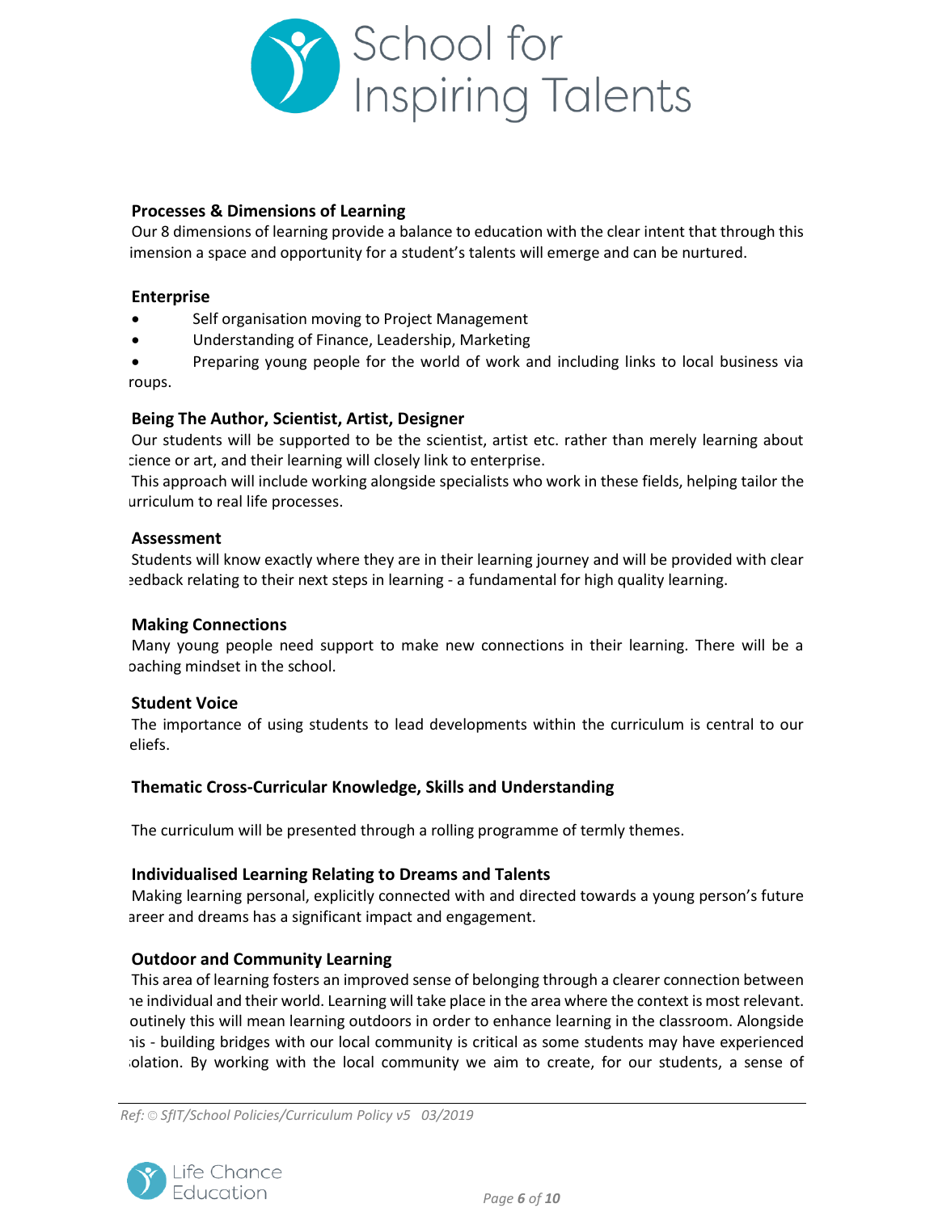### Processes & Dimensions of Learning

Our 8 dimensions of learning provide a balance to education with the clear intent that through this imension a space and opportunity for a student's talents will emerge and can be nurtured.

### Enterprise

- Self organisation moving to Project Management
- Understanding of Finance, Leadership, Marketing
- Preparing young people for the world of work and including links to local business via roups.

### Being The Author, Scientist, Artist, Designer

Our students will be supported to be the scientist, artist etc. rather than merely learning about cience or art, and their learning will closely link to enterprise.

This approach will include working alongside specialists who work in these fields, helping tailor the urriculum to real life processes.

### Assessment

Students will know exactly where they are in their learning journey and will be provided with clear eedback relating to their next steps in learning - a fundamental for high quality learning.

### Making Connections

Many young people need support to make new connections in their learning. There will be a oaching mindset in the school.

### Student Voice

The importance of using students to lead developments within the curriculum is central to our eliefs.

### Thematic Cross-Curricular Knowledge, Skills and Understanding

The curriculum will be presented through a rolling programme of termly themes.

### Individualised Learning Relating to Dreams and Talents

Making learning personal, explicitly connected with and directed towards a young person's future areer and dreams has a significant impact and engagement.

### Outdoor and Community Learning

This area of learning fosters an improved sense of belonging through a clearer connection between he individual and their world. Learning will take place in the area where the context is most relevant. outinely this will mean learning outdoors in order to enhance learning in the classroom. Alongside his - building bridges with our local community is critical as some students may have experienced olation. By working with the local community we aim to create, for our students, a sense of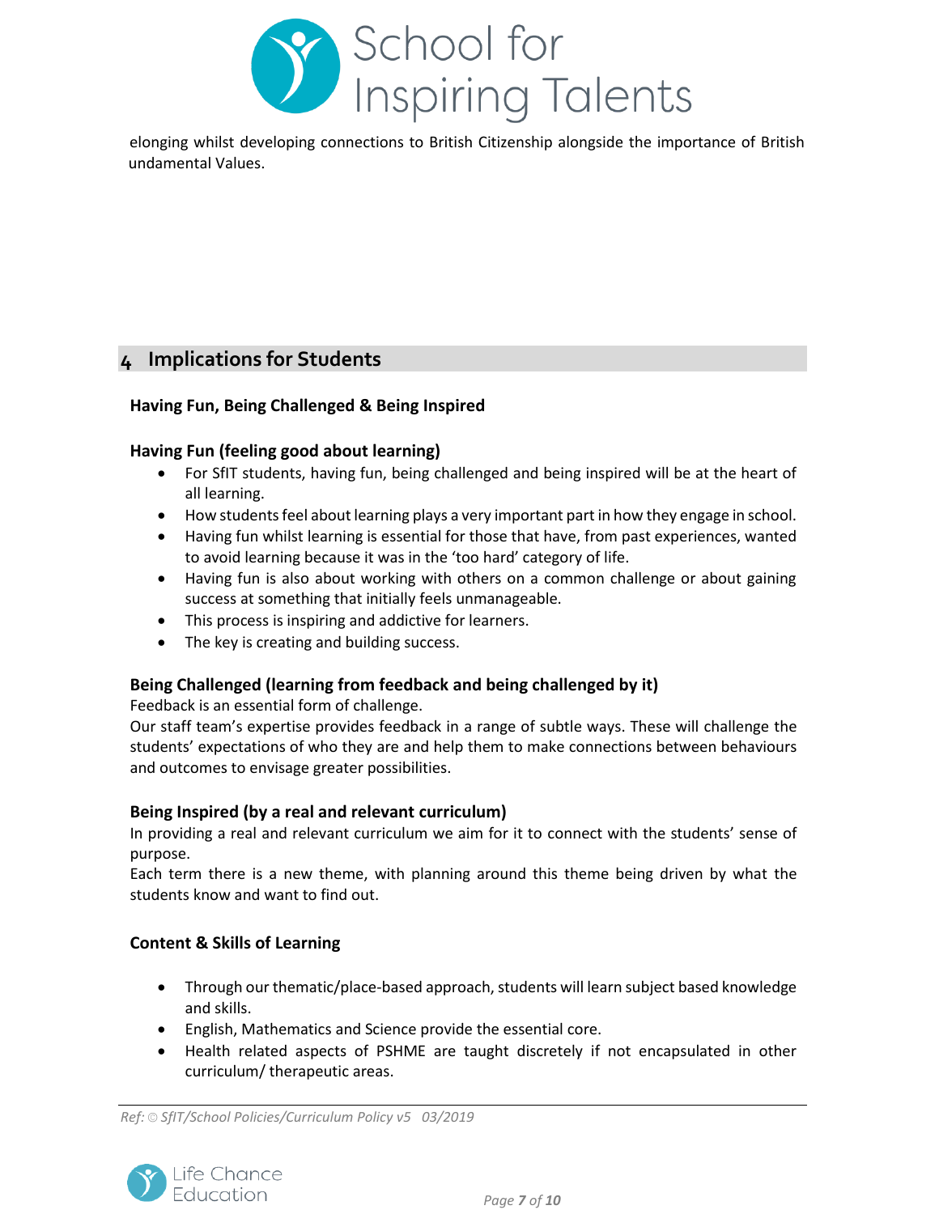elonging whilst developing connections to British Citizenship alongside the importance of British undamental Values.

## 4 Implications for Students

### Having Fun, Being Challenged & Being Inspired

### Having Fun (feeling good about learning)

- For SfIT students, having fun, being challenged and being inspired will be at the heart of all learning.
- How students feel about learning plays a very important part in how they engage in school.
- Having fun whilst learning is essential for those that have, from past experiences, wanted to avoid learning because it was in the 'too hard' category of life.
- Having fun is also about working with others on a common challenge or about gaining success at something that initially feels unmanageable.
- This process is inspiring and addictive for learners.
- The key is creating and building success.

### Being Challenged (learning from feedback and being challenged by it)

Feedback is an essential form of challenge.
Our staff team's expertise provides feedback in a range of subtle ways. These will challenge the students' expectations of who they are and help them to make connections between behaviours and outcomes to envisage greater possibilities.

### Being Inspired (by a real and relevant curriculum)

In providing a real and relevant curriculum we aim for it to connect with the students' sense of purpose.
Each term there is a new theme, with planning around this theme being driven by what the students know and want to find out.

### Content & Skills of Learning

- Through our thematic/place-based approach, students will learn subject based knowledge and skills.
- English, Mathematics and Science provide the essential core.
- Health related aspects of PSHME are taught discretely if not encapsulated in other curriculum/ therapeutic areas.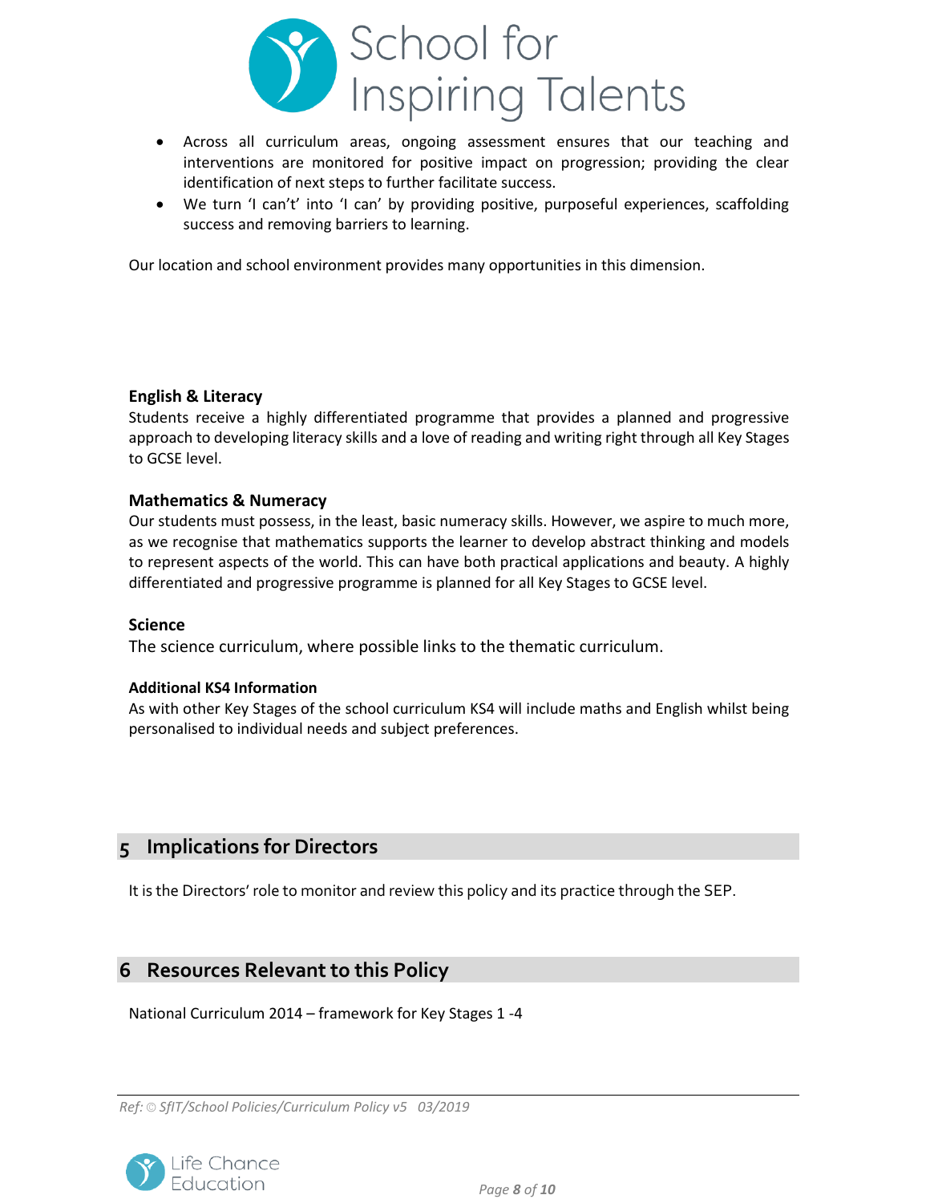- Across all curriculum areas, ongoing assessment ensures that our teaching and interventions are monitored for positive impact on progression; providing the clear identification of next steps to further facilitate success.
- We turn 'I can't' into 'I can' by providing positive, purposeful experiences, scaffolding success and removing barriers to learning.

Our location and school environment provides many opportunities in this dimension.

**English & Literacy**

Students receive a highly differentiated programme that provides a planned and progressive approach to developing literacy skills and a love of reading and writing right through all Key Stages to GCSE level.

**Mathematics & Numeracy**

Our students must possess, in the least, basic numeracy skills. However, we aspire to much more, as we recognise that mathematics supports the learner to develop abstract thinking and models to represent aspects of the world. This can have both practical applications and beauty. A highly differentiated and progressive programme is planned for all Key Stages to GCSE level.

**Science**

The science curriculum, where possible links to the thematic curriculum.

**Additional KS4 Information**

As with other Key Stages of the school curriculum KS4 will include maths and English whilst being personalised to individual needs and subject preferences.

## 5 Implications for Directors

It is the Directors' role to monitor and review this policy and its practice through the SEP.

## 6 Resources Relevant to this Policy

National Curriculum 2014 – framework for Key Stages 1 -4

*Ref: © SfIT/School Policies/Curriculum Policy v5 03/2019*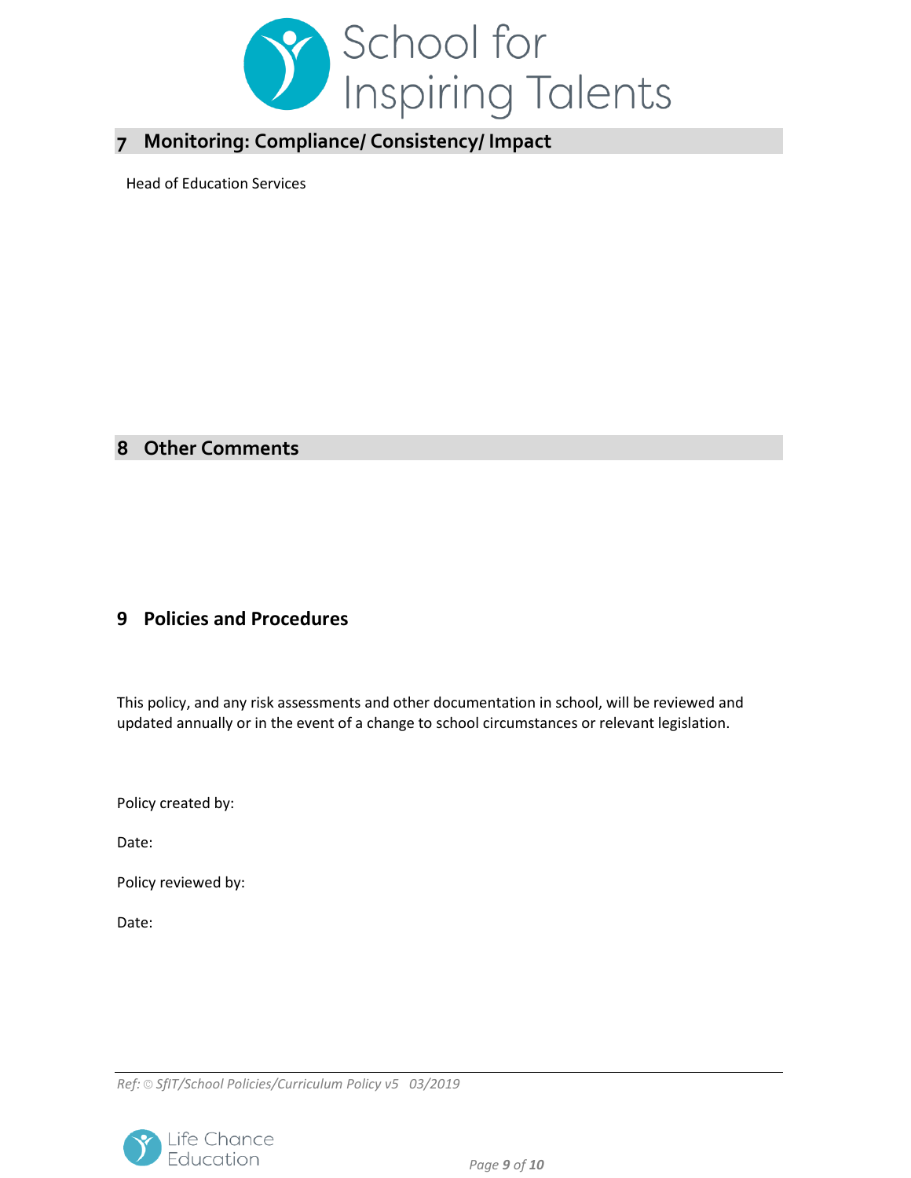## 7 Monitoring: Compliance/ Consistency/ Impact

Head of Education Services

## 8 Other Comments

## 9 Policies and Procedures

This policy, and any risk assessments and other documentation in school, will be reviewed and updated annually or in the event of a change to school circumstances or relevant legislation.

Policy created by:

Date:

Policy reviewed by:

Date: